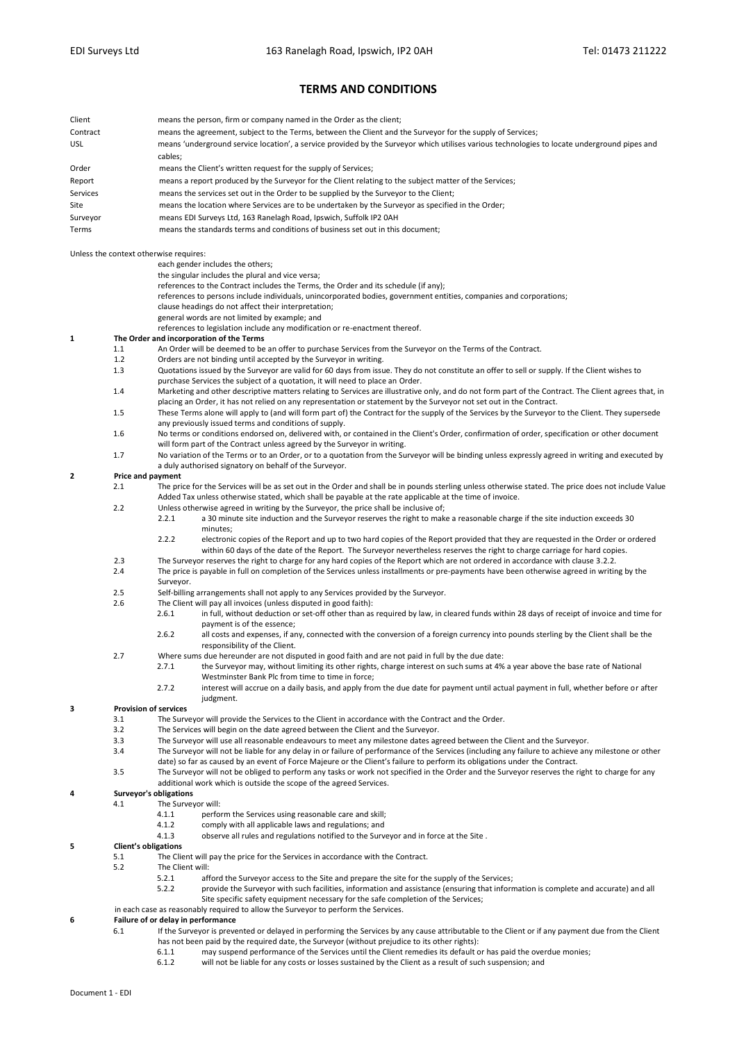EDI Surveys Ltd 163 Ranelagh Road, Ipswich, IP2 0AH Tel: 01473 211222

# TERMS AND CONDITIONS

| | |
|---|---|
| Client | means the person, firm or company named in the Order as the client; |
| Contract | means the agreement, subject to the Terms, between the Client and the Surveyor for the supply of Services; |
| USL | means 'underground service location', a service provided by the Surveyor which utilises various technologies to locate underground pipes and cables; |
| Order | means the Client's written request for the supply of Services; |
| Report | means a report produced by the Surveyor for the Client relating to the subject matter of the Services; |
| Services | means the services set out in the Order to be supplied by the Surveyor to the Client; |
| Site | means the location where Services are to be undertaken by the Surveyor as specified in the Order; |
| Surveyor | means EDI Surveys Ltd, 163 Ranelagh Road, Ipswich, Suffolk IP2 0AH |
| Terms | means the standards terms and conditions of business set out in this document; |

Unless the context otherwise requires:

each gender includes the others;
the singular includes the plural and vice versa;
references to the Contract includes the Terms, the Order and its schedule (if any);
references to persons include individuals, unincorporated bodies, government entities, companies and corporations;
clause headings do not affect their interpretation;
general words are not limited by example; and
references to legislation include any modification or re-enactment thereof.

**1 The Order and incorporation of the Terms**

1.1 An Order will be deemed to be an offer to purchase Services from the Surveyor on the Terms of the Contract.

1.2 Orders are not binding until accepted by the Surveyor in writing.

1.3 Quotations issued by the Surveyor are valid for 60 days from issue. They do not constitute an offer to sell or supply. If the Client wishes to purchase Services the subject of a quotation, it will need to place an Order.

1.4 Marketing and other descriptive matters relating to Services are illustrative only, and do not form part of the Contract. The Client agrees that, in placing an Order, it has not relied on any representation or statement by the Surveyor not set out in the Contract.

1.5 These Terms alone will apply to (and will form part of) the Contract for the supply of the Services by the Surveyor to the Client. They supersede any previously issued terms and conditions of supply.

1.6 No terms or conditions endorsed on, delivered with, or contained in the Client's Order, confirmation of order, specification or other document will form part of the Contract unless agreed by the Surveyor in writing.

1.7 No variation of the Terms or to an Order, or to a quotation from the Surveyor will be binding unless expressly agreed in writing and executed by a duly authorised signatory on behalf of the Surveyor.

**2 Price and payment**

2.1 The price for the Services will be as set out in the Order and shall be in pounds sterling unless otherwise stated. The price does not include Value Added Tax unless otherwise stated, which shall be payable at the rate applicable at the time of invoice.

2.2 Unless otherwise agreed in writing by the Surveyor, the price shall be inclusive of;

2.2.1 a 30 minute site induction and the Surveyor reserves the right to make a reasonable charge if the site induction exceeds 30 minutes;

2.2.2 electronic copies of the Report and up to two hard copies of the Report provided that they are requested in the Order or ordered within 60 days of the date of the Report. The Surveyor nevertheless reserves the right to charge carriage for hard copies.

2.3 The Surveyor reserves the right to charge for any hard copies of the Report which are not ordered in accordance with clause 3.2.2.

2.4 The price is payable in full on completion of the Services unless installments or pre-payments have been otherwise agreed in writing by the Surveyor.

2.5 Self-billing arrangements shall not apply to any Services provided by the Surveyor.

2.6 The Client will pay all invoices (unless disputed in good faith):

2.6.1 in full, without deduction or set-off other than as required by law, in cleared funds within 28 days of receipt of invoice and time for payment is of the essence;

2.6.2 all costs and expenses, if any, connected with the conversion of a foreign currency into pounds sterling by the Client shall be the responsibility of the Client.

2.7 Where sums due hereunder are not disputed in good faith and are not paid in full by the due date:

2.7.1 the Surveyor may, without limiting its other rights, charge interest on such sums at 4% a year above the base rate of National Westminster Bank Plc from time to time in force;

2.7.2 interest will accrue on a daily basis, and apply from the due date for payment until actual payment in full, whether before or after judgment.

**3 Provision of services**

3.1 The Surveyor will provide the Services to the Client in accordance with the Contract and the Order.

3.2 The Services will begin on the date agreed between the Client and the Surveyor.

3.3 The Surveyor will use all reasonable endeavours to meet any milestone dates agreed between the Client and the Surveyor.

3.4 The Surveyor will not be liable for any delay in or failure of performance of the Services (including any failure to achieve any milestone or other date) so far as caused by an event of Force Majeure or the Client's failure to perform its obligations under the Contract.

3.5 The Surveyor will not be obliged to perform any tasks or work not specified in the Order and the Surveyor reserves the right to charge for any additional work which is outside the scope of the agreed Services.

**4 Surveyor's obligations**

4.1 The Surveyor will:

4.1.1 perform the Services using reasonable care and skill;

4.1.2 comply with all applicable laws and regulations; and

4.1.3 observe all rules and regulations notified to the Surveyor and in force at the Site .

**5 Client's obligations**

5.1 The Client will pay the price for the Services in accordance with the Contract.

5.2 The Client will:

5.2.1 afford the Surveyor access to the Site and prepare the site for the supply of the Services;

5.2.2 provide the Surveyor with such facilities, information and assistance (ensuring that information is complete and accurate) and all Site specific safety equipment necessary for the safe completion of the Services;

in each case as reasonably required to allow the Surveyor to perform the Services.

**6 Failure of or delay in performance**

6.1 If the Surveyor is prevented or delayed in performing the Services by any cause attributable to the Client or if any payment due from the Client has not been paid by the required date, the Surveyor (without prejudice to its other rights):

6.1.1 may suspend performance of the Services until the Client remedies its default or has paid the overdue monies;

6.1.2 will not be liable for any costs or losses sustained by the Client as a result of such suspension; and

Document 1 - EDI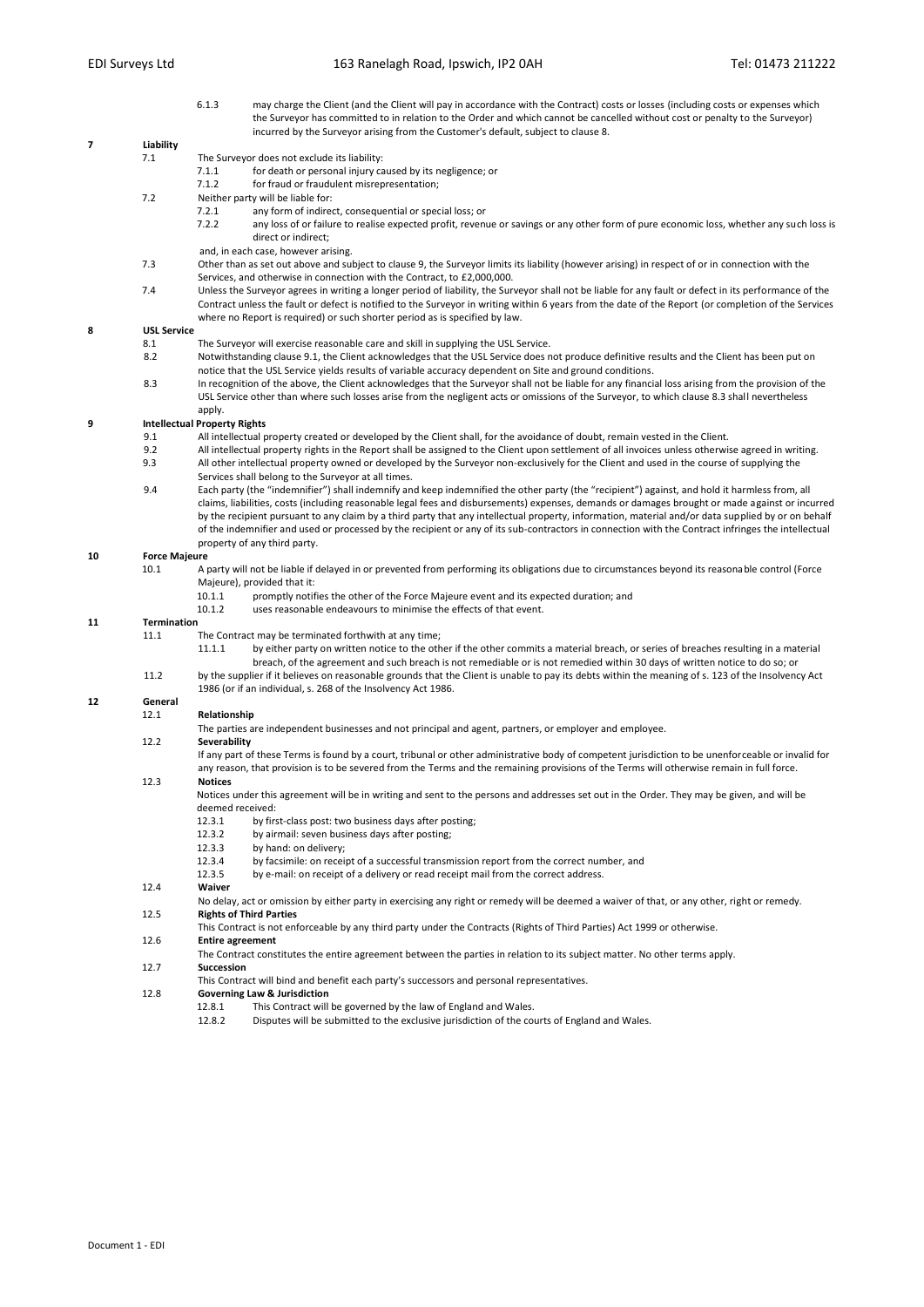6.1.3 may charge the Client (and the Client will pay in accordance with the Contract) costs or losses (including costs or expenses which the Surveyor has committed to in relation to the Order and which cannot be cancelled without cost or penalty to the Surveyor) incurred by the Surveyor arising from the Customer's default, subject to clause 8.

**7 Liability**

7.1 The Surveyor does not exclude its liability:

7.1.1 for death or personal injury caused by its negligence; or

7.1.2 for fraud or fraudulent misrepresentation;

7.2 Neither party will be liable for:

7.2.1 any form of indirect, consequential or special loss; or

7.2.2 any loss of or failure to realise expected profit, revenue or savings or any other form of pure economic loss, whether any such loss is direct or indirect;

and, in each case, however arising.

7.3 Other than as set out above and subject to clause 9, the Surveyor limits its liability (however arising) in respect of or in connection with the Services, and otherwise in connection with the Contract, to £2,000,000.

7.4 Unless the Surveyor agrees in writing a longer period of liability, the Surveyor shall not be liable for any fault or defect in its performance of the Contract unless the fault or defect is notified to the Surveyor in writing within 6 years from the date of the Report (or completion of the Services where no Report is required) or such shorter period as is specified by law.

**8 USL Service**

8.1 The Surveyor will exercise reasonable care and skill in supplying the USL Service.

8.2 Notwithstanding clause 9.1, the Client acknowledges that the USL Service does not produce definitive results and the Client has been put on notice that the USL Service yields results of variable accuracy dependent on Site and ground conditions.

8.3 In recognition of the above, the Client acknowledges that the Surveyor shall not be liable for any financial loss arising from the provision of the USL Service other than where such losses arise from the negligent acts or omissions of the Surveyor, to which clause 8.3 shall nevertheless apply.

**9 Intellectual Property Rights**

9.1 All intellectual property created or developed by the Client shall, for the avoidance of doubt, remain vested in the Client.

9.2 All intellectual property rights in the Report shall be assigned to the Client upon settlement of all invoices unless otherwise agreed in writing.

9.3 All other intellectual property owned or developed by the Surveyor non-exclusively for the Client and used in the course of supplying the Services shall belong to the Surveyor at all times.

9.4 Each party (the "indemnifier") shall indemnify and keep indemnified the other party (the "recipient") against, and hold it harmless from, all claims, liabilities, costs (including reasonable legal fees and disbursements) expenses, demands or damages brought or made against or incurred by the recipient pursuant to any claim by a third party that any intellectual property, information, material and/or data supplied by or on behalf of the indemnifier and used or processed by the recipient or any of its sub-contractors in connection with the Contract infringes the intellectual property of any third party.

**10 Force Majeure**

10.1 A party will not be liable if delayed in or prevented from performing its obligations due to circumstances beyond its reasonable control (Force Majeure), provided that it:

10.1.1 promptly notifies the other of the Force Majeure event and its expected duration; and

10.1.2 uses reasonable endeavours to minimise the effects of that event.

**11 Termination**

11.1 The Contract may be terminated forthwith at any time;

11.1.1 by either party on written notice to the other if the other commits a material breach, or series of breaches resulting in a material breach, of the agreement and such breach is not remediable or is not remedied within 30 days of written notice to do so; or

11.2 by the supplier if it believes on reasonable grounds that the Client is unable to pay its debts within the meaning of s. 123 of the Insolvency Act 1986 (or if an individual, s. 268 of the Insolvency Act 1986.

**12 General**

12.1 **Relationship**

The parties are independent businesses and not principal and agent, partners, or employer and employee.

12.2 **Severability**

If any part of these Terms is found by a court, tribunal or other administrative body of competent jurisdiction to be unenforceable or invalid for any reason, that provision is to be severed from the Terms and the remaining provisions of the Terms will otherwise remain in full force.

12.3 **Notices**

Notices under this agreement will be in writing and sent to the persons and addresses set out in the Order. They may be given, and will be deemed received:

12.3.1 by first-class post: two business days after posting;

12.3.2 by airmail: seven business days after posting;

12.3.3 by hand: on delivery;

12.3.4 by facsimile: on receipt of a successful transmission report from the correct number, and

12.3.5 by e-mail: on receipt of a delivery or read receipt mail from the correct address.

12.4 **Waiver**

No delay, act or omission by either party in exercising any right or remedy will be deemed a waiver of that, or any other, right or remedy.

12.5 **Rights of Third Parties**

This Contract is not enforceable by any third party under the Contracts (Rights of Third Parties) Act 1999 or otherwise.

12.6 **Entire agreement**

The Contract constitutes the entire agreement between the parties in relation to its subject matter. No other terms apply.

12.7 **Succession**

This Contract will bind and benefit each party's successors and personal representatives.

12.8 **Governing Law & Jurisdiction**

12.8.1 This Contract will be governed by the law of England and Wales.

12.8.2 Disputes will be submitted to the exclusive jurisdiction of the courts of England and Wales.